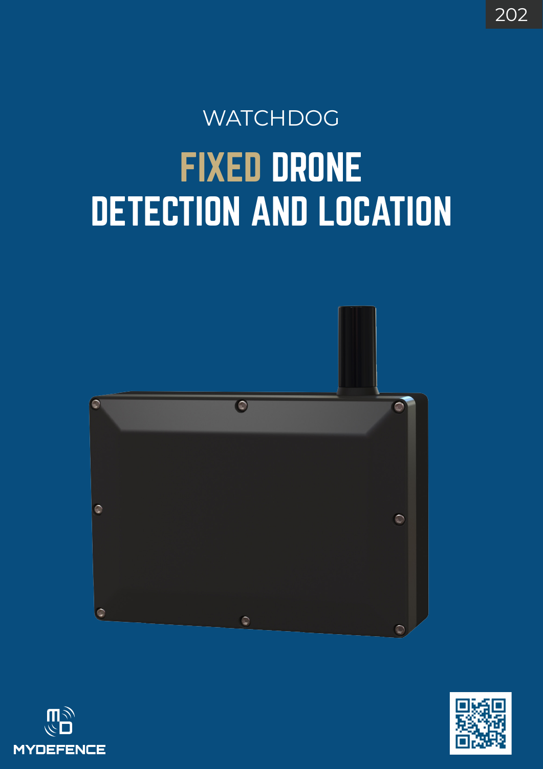WATCHDOG

# FIXED DRONE DETECTION AND LOCATION

MYDEFENCE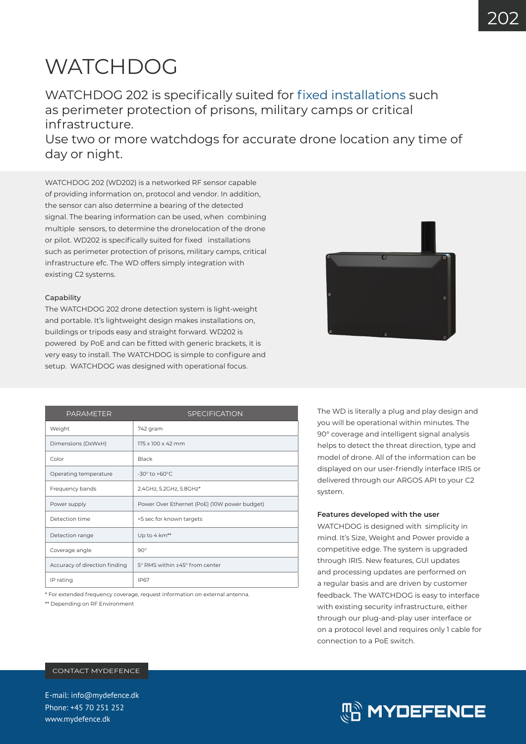# WATCHDOG

WATCHDOG 202 is specifically suited for fixed installations such as perimeter protection of prisons, military camps or critical infrastructure.
Use two or more watchdogs for accurate drone location any time of day or night.

WATCHDOG 202 (WD202) is a networked RF sensor capable of providing information on, protocol and vendor. In addition, the sensor can also determine a bearing of the detected signal. The bearing information can be used, when combining multiple sensors, to determine the dronelocation of the drone or pilot. WD202 is specifically suited for fixed installations such as perimeter protection of prisons, military camps, critical infrastructure efc. The WD offers simply integration with existing C2 systems.

### Capability

The WATCHDOG 202 drone detection system is light-weight and portable. It's lightweight design makes installations on, buildings or tripods easy and straight forward. WD202 is powered by PoE and can be fitted with generic brackets, it is very easy to install. The WATCHDOG is simple to configure and setup. WATCHDOG was designed with operational focus.

| PARAMETER | SPECIFICATION |
|---|---|
| Weight | 742 gram |
| Dimensions (DxWxH) | 175 x 100 x 42 mm |
| Color | Black |
| Operating temperature | -30° to +60°C |
| Frequency bands | 2.4GHz, 5.2GHz, 5.8GHz* |
| Power supply | Power Over Ethernet (PoE) (10W power budget) |
| Detection time | <5 sec for known targets |
| Detection range | Up to 4 km** |
| Coverage angle | 90° |
| Accuracy of direction finding | 5° RMS within ±45° from center |
| IP rating | IP67 |

\* For extended frequency coverage, request information on external antenna.
** Depending on RF Environment

The WD is literally a plug and play design and you will be operational within minutes. The 90° coverage and intelligent signal analysis helps to detect the threat direction, type and model of drone. All of the information can be displayed on our user-friendly interface IRIS or delivered through our ARGOS API to your C2 system.

### Features developed with the user

WATCHDOG is designed with simplicity in mind. It's Size, Weight and Power provide a competitive edge. The system is upgraded through IRIS. New features, GUI updates and processing updates are performed on a regular basis and are driven by customer feedback. The WATCHDOG is easy to interface with existing security infrastructure, either through our plug-and-play user interface or on a protocol level and requires only 1 cable for connection to a PoE switch.

CONTACT MYDEFENCE

E-mail: info@mydefence.dk
Phone: +45 70 251 252
www.mydefence.dk

MYDEFENCE